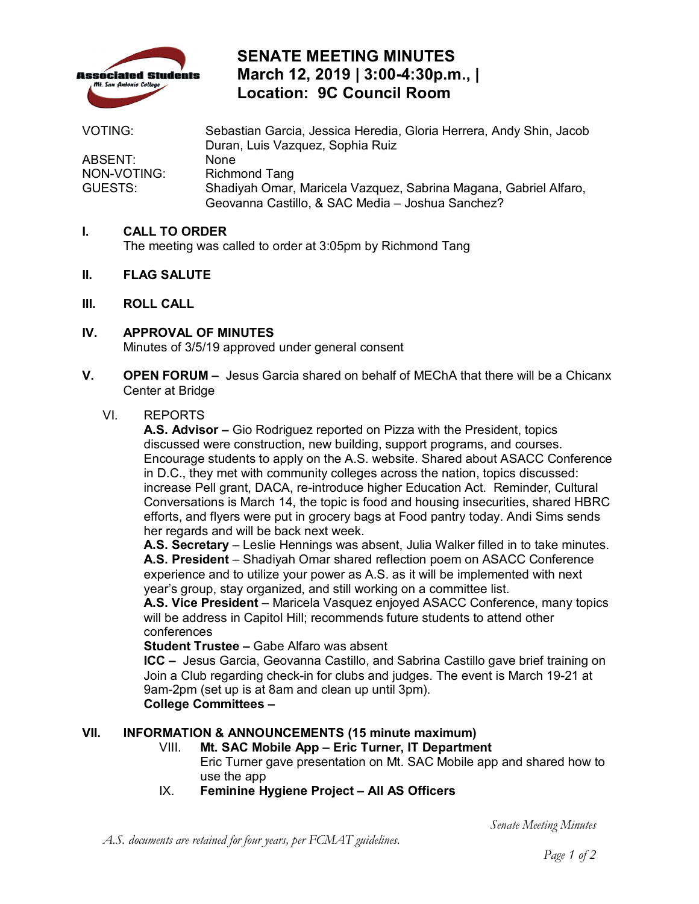# SENATE MEETING MINUTES
## March 12, 2019 | 3:00-4:30p.m., |
## Location: 9C Council Room

| | |
|---|---|
| VOTING: | Sebastian Garcia, Jessica Heredia, Gloria Herrera, Andy Shin, Jacob Duran, Luis Vazquez, Sophia Ruiz |
| ABSENT: | None |
| NON-VOTING: | Richmond Tang |
| GUESTS: | Shadiyah Omar, Maricela Vazquez, Sabrina Magana, Gabriel Alfaro, Geovanna Castillo, & SAC Media – Joshua Sanchez? |

**I. CALL TO ORDER**
The meeting was called to order at 3:05pm by Richmond Tang

**II. FLAG SALUTE**

**III. ROLL CALL**

**IV. APPROVAL OF MINUTES**
Minutes of 3/5/19 approved under general consent

**V. OPEN FORUM –** Jesus Garcia shared on behalf of MEChA that there will be a Chicanx Center at Bridge

VI. REPORTS

**A.S. Advisor –** Gio Rodriguez reported on Pizza with the President, topics discussed were construction, new building, support programs, and courses. Encourage students to apply on the A.S. website. Shared about ASACC Conference in D.C., they met with community colleges across the nation, topics discussed: increase Pell grant, DACA, re-introduce higher Education Act. Reminder, Cultural Conversations is March 14, the topic is food and housing insecurities, shared HBRC efforts, and flyers were put in grocery bags at Food pantry today. Andi Sims sends her regards and will be back next week.

**A.S. Secretary** – Leslie Hennings was absent, Julia Walker filled in to take minutes.

**A.S. President** – Shadiyah Omar shared reflection poem on ASACC Conference experience and to utilize your power as A.S. as it will be implemented with next year's group, stay organized, and still working on a committee list.

**A.S. Vice President** – Maricela Vasquez enjoyed ASACC Conference, many topics will be address in Capitol Hill; recommends future students to attend other conferences

**Student Trustee –** Gabe Alfaro was absent

**ICC –** Jesus Garcia, Geovanna Castillo, and Sabrina Castillo gave brief training on Join a Club regarding check-in for clubs and judges. The event is March 19-21 at 9am-2pm (set up is at 8am and clean up until 3pm).

**College Committees –**

**VII. INFORMATION & ANNOUNCEMENTS (15 minute maximum)**

VIII. **Mt. SAC Mobile App – Eric Turner, IT Department**
Eric Turner gave presentation on Mt. SAC Mobile app and shared how to use the app

IX. **Feminine Hygiene Project – All AS Officers**

*A.S. documents are retained for four years, per FCMAT guidelines.*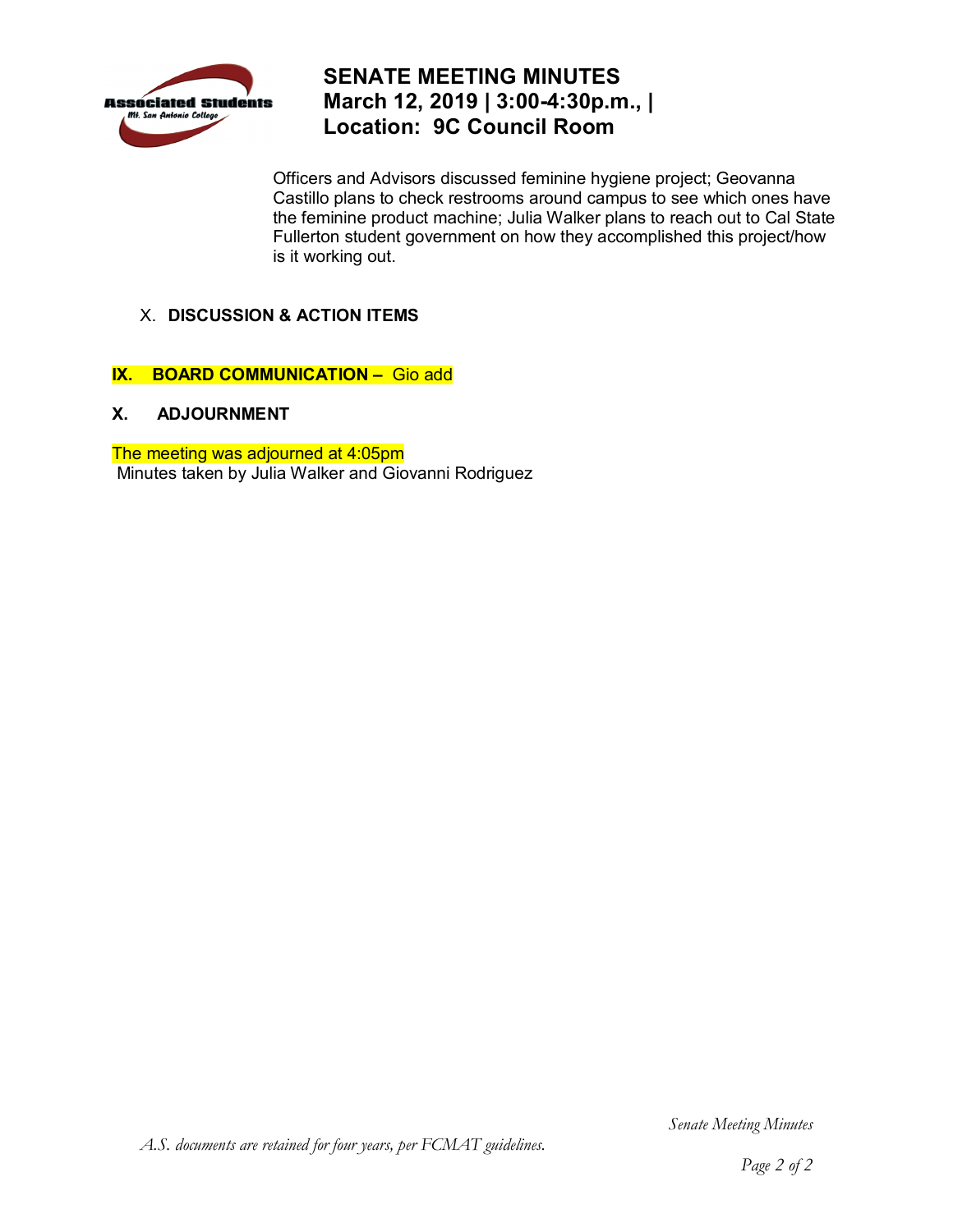# SENATE MEETING MINUTES
## March 12, 2019 | 3:00-4:30p.m., |
## Location: 9C Council Room

Officers and Advisors discussed feminine hygiene project; Geovanna Castillo plans to check restrooms around campus to see which ones have the feminine product machine; Julia Walker plans to reach out to Cal State Fullerton student government on how they accomplished this project/how is it working out.

X. **DISCUSSION & ACTION ITEMS**

**IX. BOARD COMMUNICATION –** Gio add

**X. ADJOURNMENT**

The meeting was adjourned at 4:05pm
Minutes taken by Julia Walker and Giovanni Rodriguez

*A.S. documents are retained for four years, per FCMAT guidelines.*